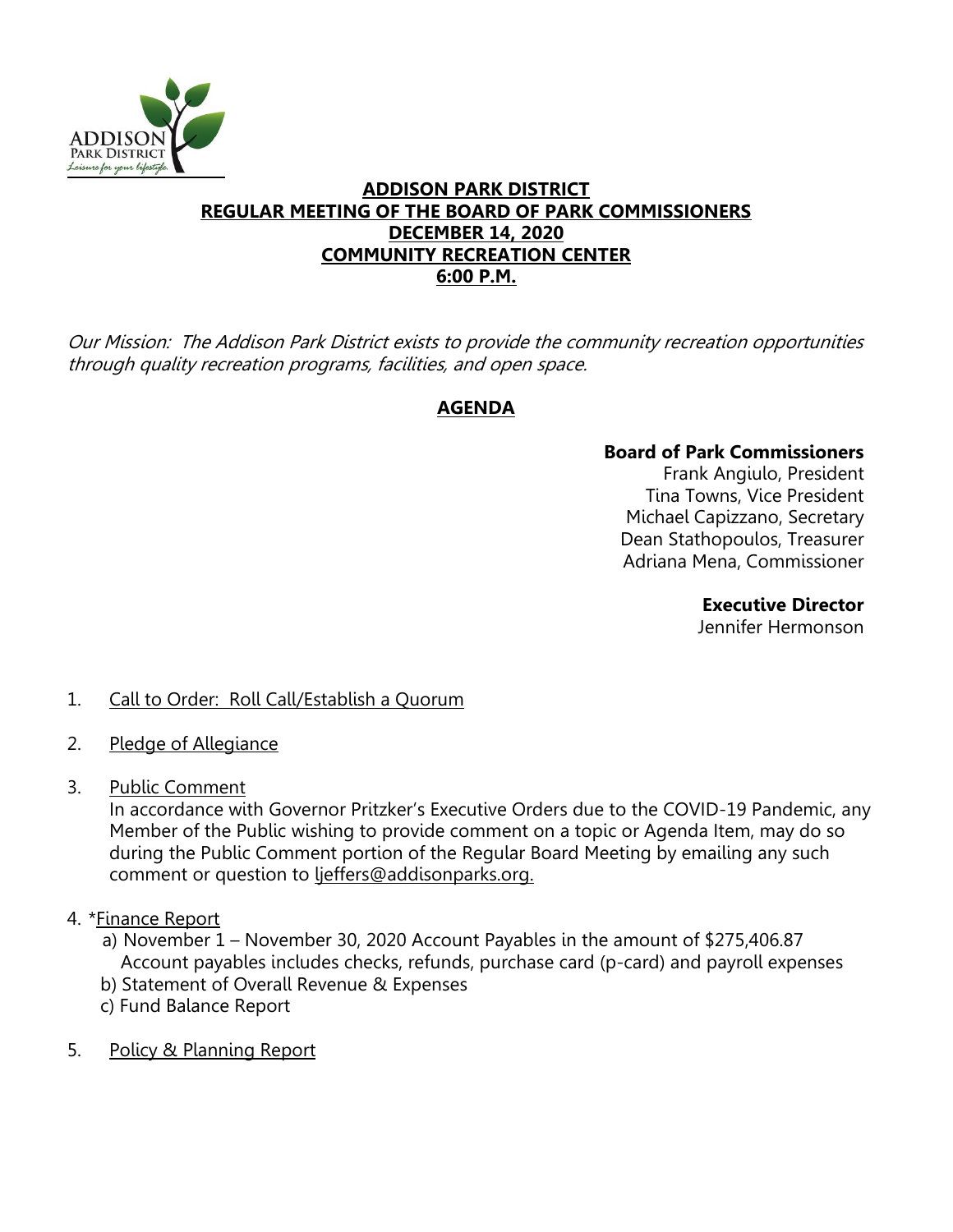ADDISON PARK DISTRICT
*Leisure for your lifestyle.*

# ADDISON PARK DISTRICT
## REGULAR MEETING OF THE BOARD OF PARK COMMISSIONERS
## DECEMBER 14, 2020
## COMMUNITY RECREATION CENTER
## 6:00 P.M.

*Our Mission: The Addison Park District exists to provide the community recreation opportunities through quality recreation programs, facilities, and open space.*

## AGENDA

**Board of Park Commissioners**
Frank Angiulo, President
Tina Towns, Vice President
Michael Capizzano, Secretary
Dean Stathopoulos, Treasurer
Adriana Mena, Commissioner

**Executive Director**
Jennifer Hermonson

1. Call to Order: Roll Call/Establish a Quorum

2. Pledge of Allegiance

3. Public Comment
   In accordance with Governor Pritzker's Executive Orders due to the COVID-19 Pandemic, any Member of the Public wishing to provide comment on a topic or Agenda Item, may do so during the Public Comment portion of the Regular Board Meeting by emailing any such comment or question to ljeffers@addisonparks.org.

4. *Finance Report
   a) November 1 – November 30, 2020 Account Payables in the amount of $275,406.87
      Account payables includes checks, refunds, purchase card (p-card) and payroll expenses
   b) Statement of Overall Revenue & Expenses
   c) Fund Balance Report

5. Policy & Planning Report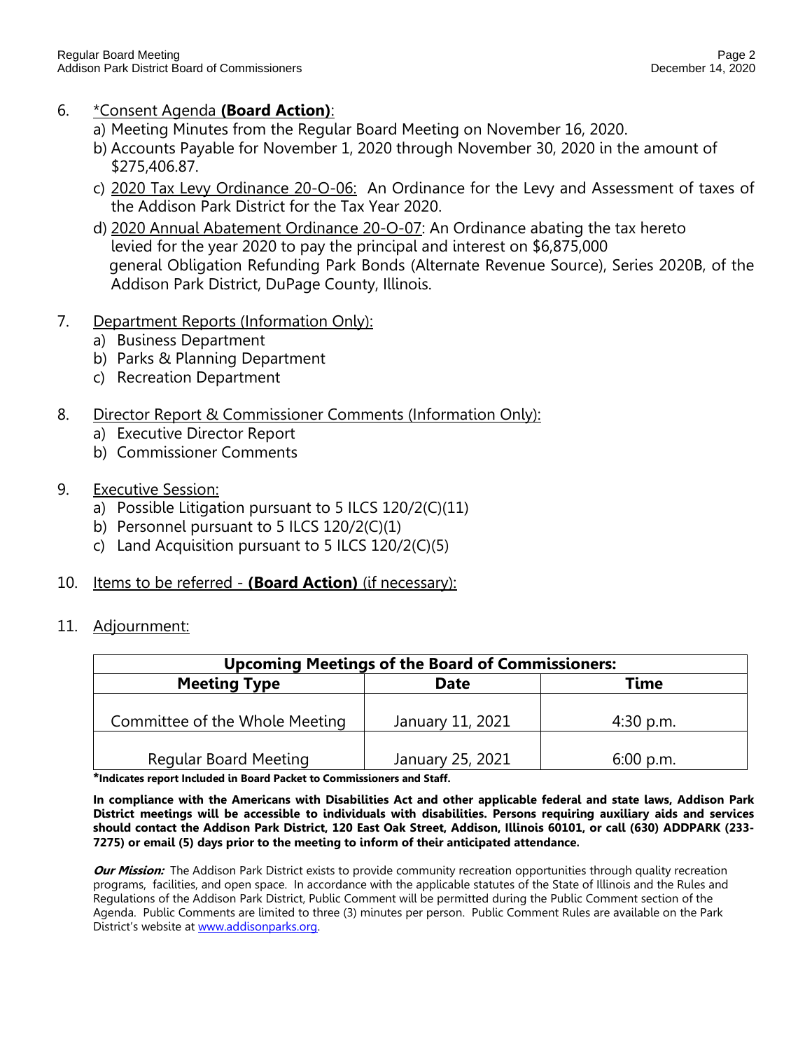6. *Consent Agenda **(Board Action)**:
   a) Meeting Minutes from the Regular Board Meeting on November 16, 2020.
   b) Accounts Payable for November 1, 2020 through November 30, 2020 in the amount of $275,406.87.
   c) 2020 Tax Levy Ordinance 20-O-06: An Ordinance for the Levy and Assessment of taxes of the Addison Park District for the Tax Year 2020.
   d) 2020 Annual Abatement Ordinance 20-O-07: An Ordinance abating the tax hereto levied for the year 2020 to pay the principal and interest on $6,875,000 general Obligation Refunding Park Bonds (Alternate Revenue Source), Series 2020B, of the Addison Park District, DuPage County, Illinois.

7. Department Reports (Information Only):
   a) Business Department
   b) Parks & Planning Department
   c) Recreation Department

8. Director Report & Commissioner Comments (Information Only):
   a) Executive Director Report
   b) Commissioner Comments

9. Executive Session:
   a) Possible Litigation pursuant to 5 ILCS 120/2(C)(11)
   b) Personnel pursuant to 5 ILCS 120/2(C)(1)
   c) Land Acquisition pursuant to 5 ILCS 120/2(C)(5)

10. Items to be referred - **(Board Action)** (if necessary):

11. Adjournment:

| **Upcoming Meetings of the Board of Commissioners:** | | |
|---|---|---|
| **Meeting Type** | **Date** | **Time** |
| Committee of the Whole Meeting | January 11, 2021 | 4:30 p.m. |
| Regular Board Meeting | January 25, 2021 | 6:00 p.m. |

***Indicates report Included in Board Packet to Commissioners and Staff.**

**In compliance with the Americans with Disabilities Act and other applicable federal and state laws, Addison Park District meetings will be accessible to individuals with disabilities. Persons requiring auxiliary aids and services should contact the Addison Park District, 120 East Oak Street, Addison, Illinois 60101, or call (630) ADDPARK (233-7275) or email (5) days prior to the meeting to inform of their anticipated attendance.**

***Our Mission:*** The Addison Park District exists to provide community recreation opportunities through quality recreation programs, facilities, and open space. In accordance with the applicable statutes of the State of Illinois and the Rules and Regulations of the Addison Park District, Public Comment will be permitted during the Public Comment section of the Agenda. Public Comments are limited to three (3) minutes per person. Public Comment Rules are available on the Park District's website at www.addisonparks.org.